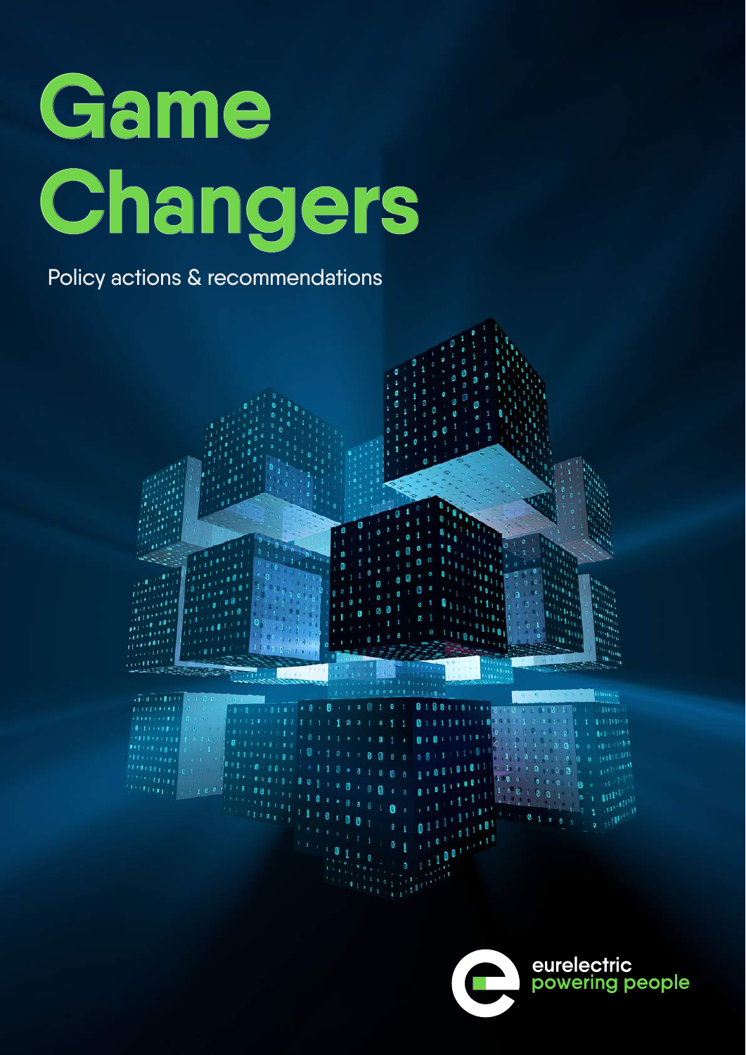# Game Changers

Policy actions & recommendations

eurelectric
powering people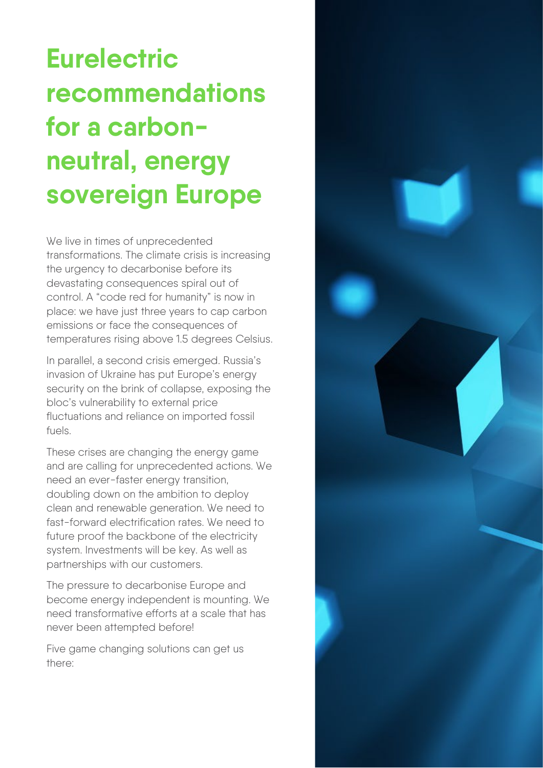# Eurelectric recommendations for a carbon-neutral, energy sovereign Europe

We live in times of unprecedented transformations. The climate crisis is increasing the urgency to decarbonise before its devastating consequences spiral out of control. A "code red for humanity" is now in place: we have just three years to cap carbon emissions or face the consequences of temperatures rising above 1.5 degrees Celsius.

In parallel, a second crisis emerged. Russia's invasion of Ukraine has put Europe's energy security on the brink of collapse, exposing the bloc's vulnerability to external price fluctuations and reliance on imported fossil fuels.

These crises are changing the energy game and are calling for unprecedented actions. We need an ever-faster energy transition, doubling down on the ambition to deploy clean and renewable generation. We need to fast-forward electrification rates. We need to future proof the backbone of the electricity system. Investments will be key. As well as partnerships with our customers.

The pressure to decarbonise Europe and become energy independent is mounting. We need transformative efforts at a scale that has never been attempted before!

Five game changing solutions can get us there: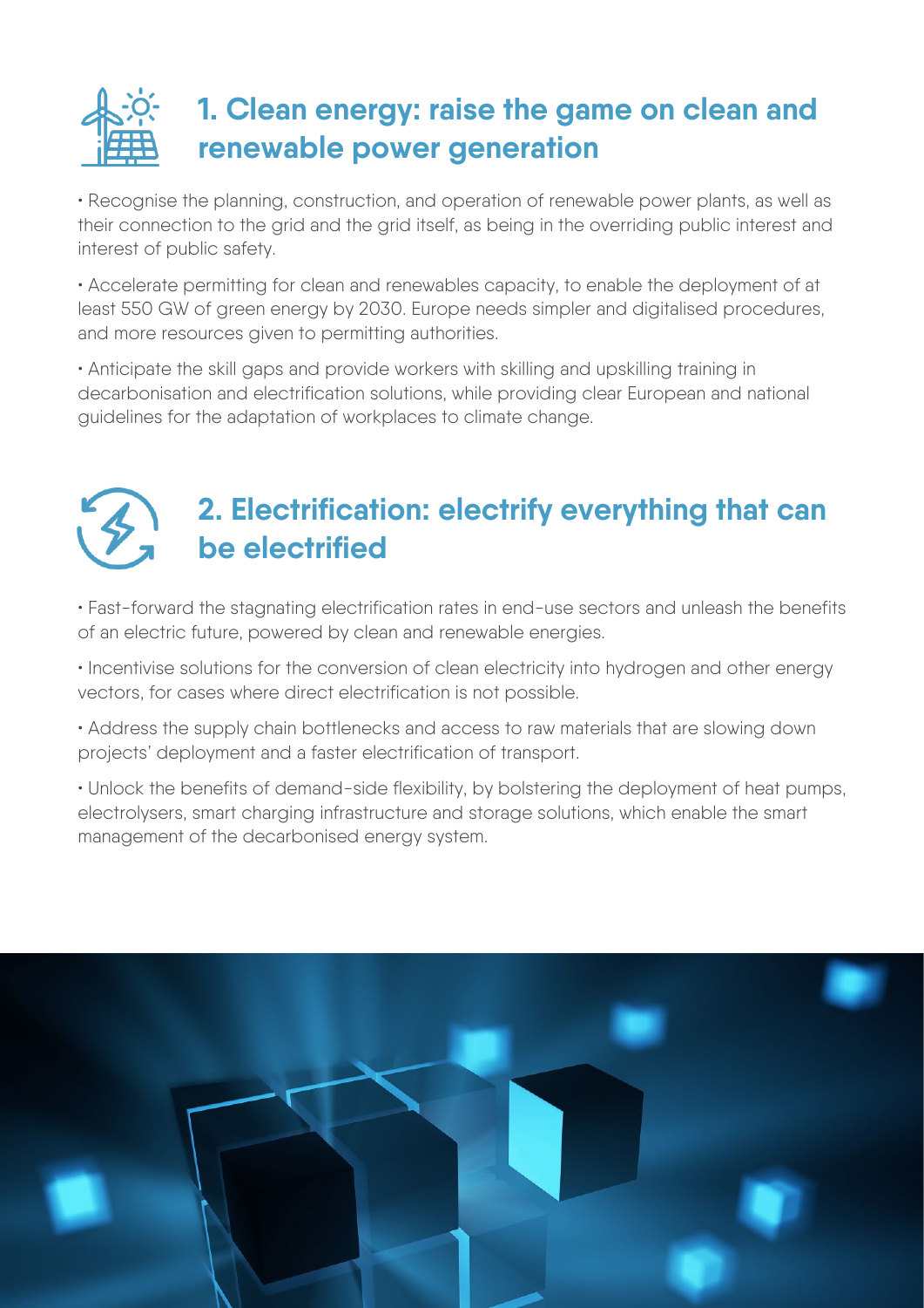## 1. Clean energy: raise the game on clean and renewable power generation

• Recognise the planning, construction, and operation of renewable power plants, as well as their connection to the grid and the grid itself, as being in the overriding public interest and interest of public safety.

• Accelerate permitting for clean and renewables capacity, to enable the deployment of at least 550 GW of green energy by 2030. Europe needs simpler and digitalised procedures, and more resources given to permitting authorities.

• Anticipate the skill gaps and provide workers with skilling and upskilling training in decarbonisation and electrification solutions, while providing clear European and national guidelines for the adaptation of workplaces to climate change.

## 2. Electrification: electrify everything that can be electrified

• Fast-forward the stagnating electrification rates in end-use sectors and unleash the benefits of an electric future, powered by clean and renewable energies.

• Incentivise solutions for the conversion of clean electricity into hydrogen and other energy vectors, for cases where direct electrification is not possible.

• Address the supply chain bottlenecks and access to raw materials that are slowing down projects' deployment and a faster electrification of transport.

• Unlock the benefits of demand-side flexibility, by bolstering the deployment of heat pumps, electrolysers, smart charging infrastructure and storage solutions, which enable the smart management of the decarbonised energy system.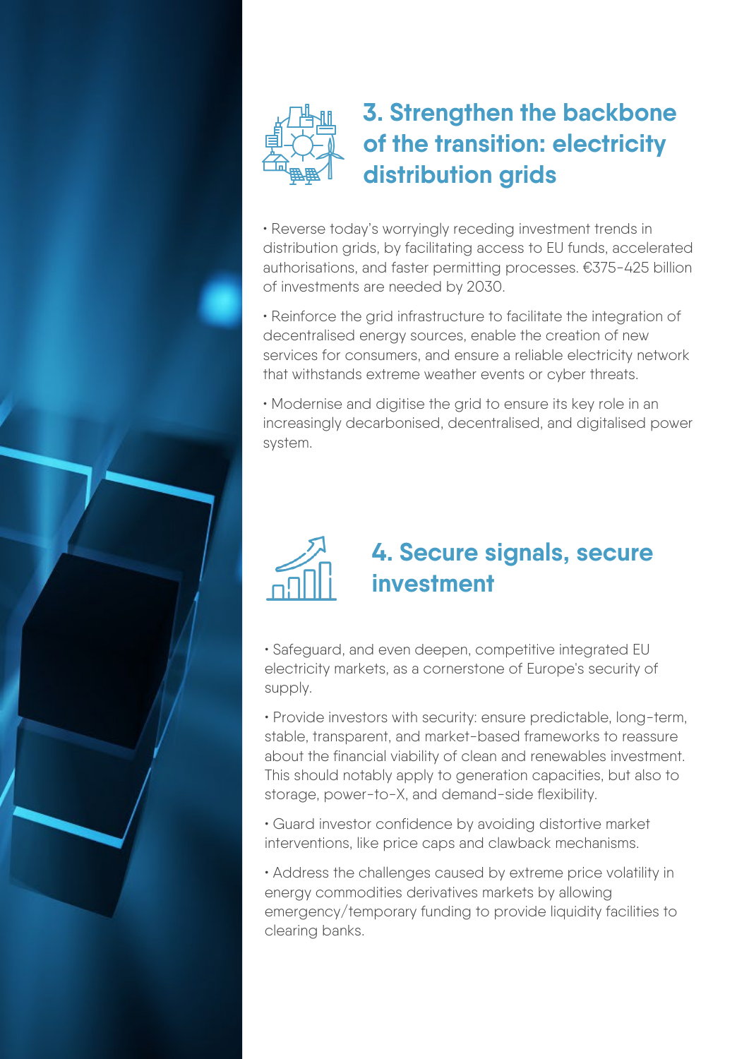## 3. Strengthen the backbone of the transition: electricity distribution grids

- Reverse today's worryingly receding investment trends in distribution grids, by facilitating access to EU funds, accelerated authorisations, and faster permitting processes. €375-425 billion of investments are needed by 2030.
- Reinforce the grid infrastructure to facilitate the integration of decentralised energy sources, enable the creation of new services for consumers, and ensure a reliable electricity network that withstands extreme weather events or cyber threats.
- Modernise and digitise the grid to ensure its key role in an increasingly decarbonised, decentralised, and digitalised power system.

## 4. Secure signals, secure investment

- Safeguard, and even deepen, competitive integrated EU electricity markets, as a cornerstone of Europe's security of supply.
- Provide investors with security: ensure predictable, long-term, stable, transparent, and market-based frameworks to reassure about the financial viability of clean and renewables investment. This should notably apply to generation capacities, but also to storage, power-to-X, and demand-side flexibility.
- Guard investor confidence by avoiding distortive market interventions, like price caps and clawback mechanisms.
- Address the challenges caused by extreme price volatility in energy commodities derivatives markets by allowing emergency/temporary funding to provide liquidity facilities to clearing banks.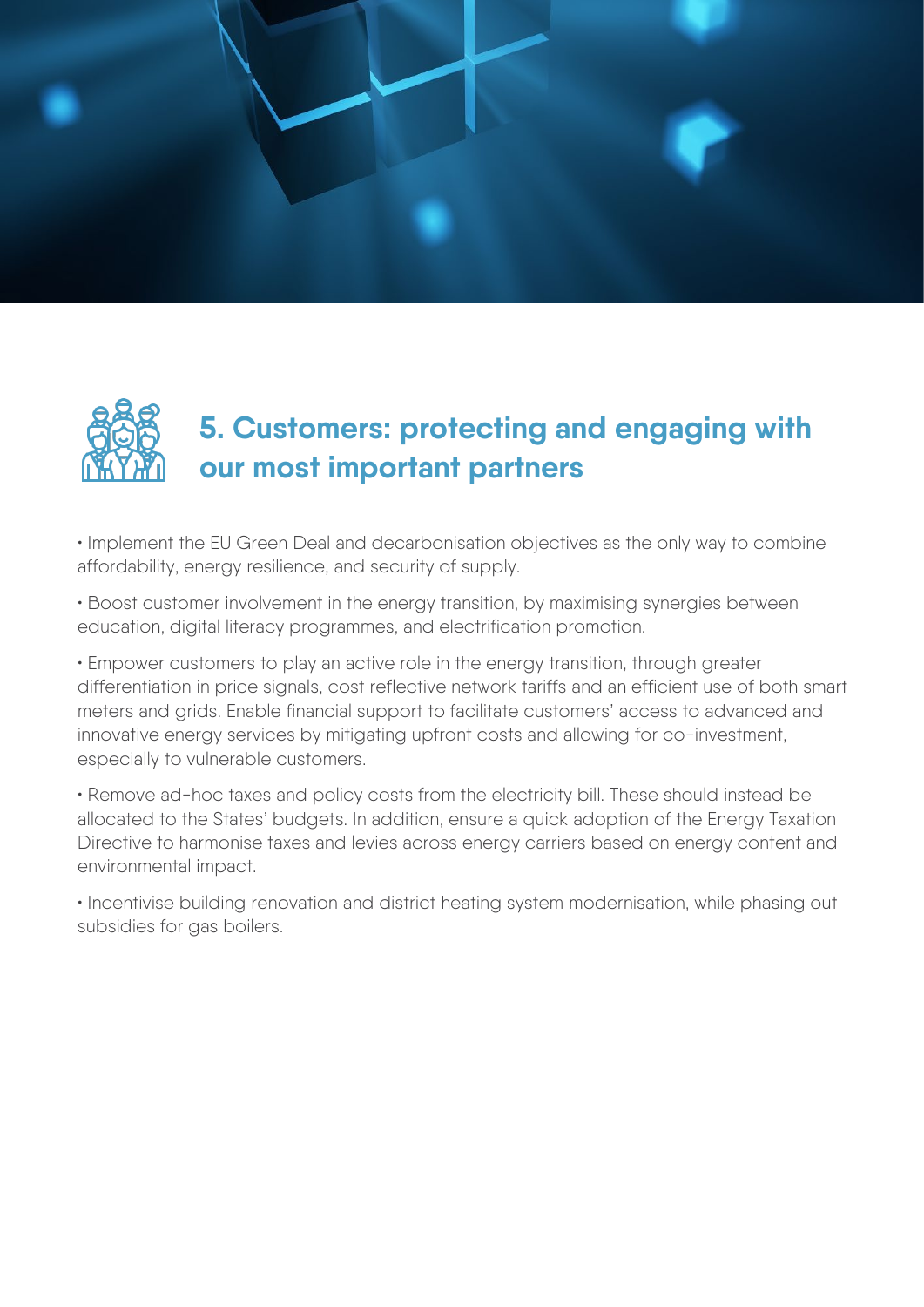## 5. Customers: protecting and engaging with our most important partners

- Implement the EU Green Deal and decarbonisation objectives as the only way to combine affordability, energy resilience, and security of supply.
- Boost customer involvement in the energy transition, by maximising synergies between education, digital literacy programmes, and electrification promotion.
- Empower customers to play an active role in the energy transition, through greater differentiation in price signals, cost reflective network tariffs and an efficient use of both smart meters and grids. Enable financial support to facilitate customers' access to advanced and innovative energy services by mitigating upfront costs and allowing for co-investment, especially to vulnerable customers.
- Remove ad-hoc taxes and policy costs from the electricity bill. These should instead be allocated to the States' budgets. In addition, ensure a quick adoption of the Energy Taxation Directive to harmonise taxes and levies across energy carriers based on energy content and environmental impact.
- Incentivise building renovation and district heating system modernisation, while phasing out subsidies for gas boilers.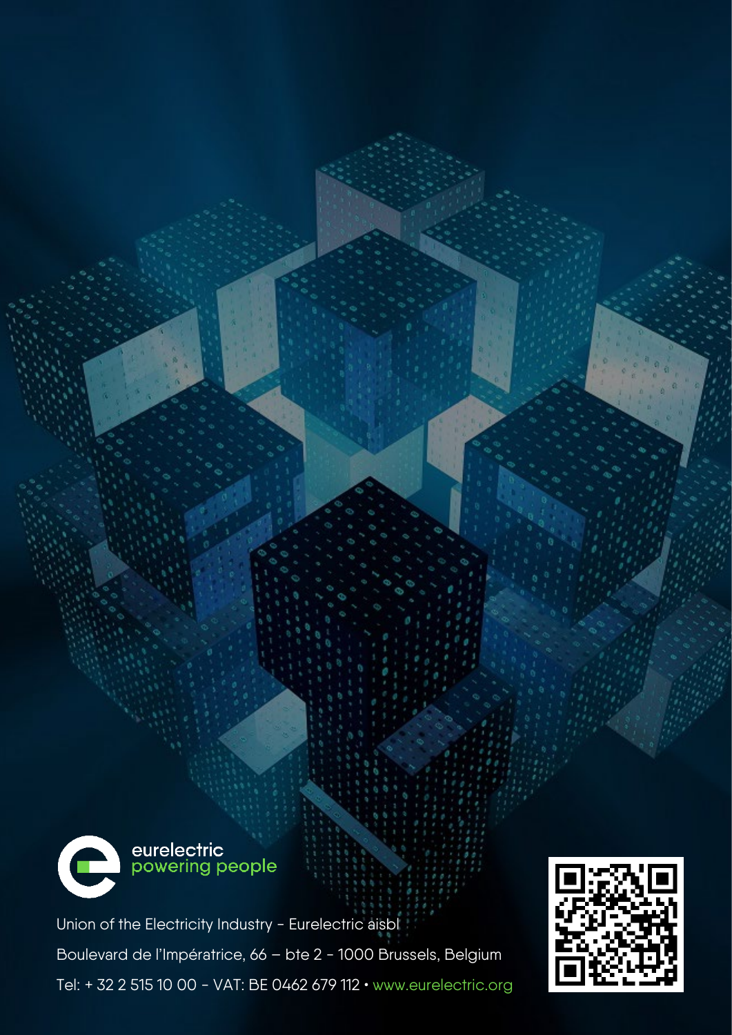eurelectric
powering people

Union of the Electricity Industry - Eurelectric aisbl

Boulevard de l'Impératrice, 66 – bte 2 - 1000 Brussels, Belgium

Tel: + 32 2 515 10 00 - VAT: BE 0462 679 112 • www.eurelectric.org